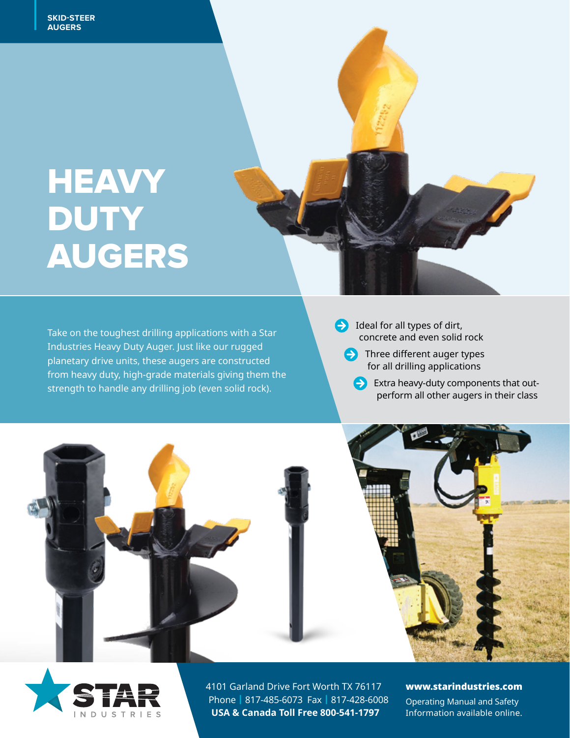SKID-STEER AUGERS

# HEAVY DUTY AUGERS

Take on the toughest drilling applications with a Star Industries Heavy Duty Auger. Just like our rugged planetary drive units, these augers are constructed from heavy duty, high-grade materials giving them the strength to handle any drilling job (even solid rock).

- Ideal for all types of dirt, concrete and even solid rock
- Three different auger types for all drilling applications
- Extra heavy-duty components that out-perform all other augers in their class

STAR INDUSTRIES

4101 Garland Drive Fort Worth TX 76117
Phone | 817-485-6073 Fax | 817-428-6008
**USA & Canada Toll Free 800-541-1797**

**www.starindustries.com**
Operating Manual and Safety Information available online.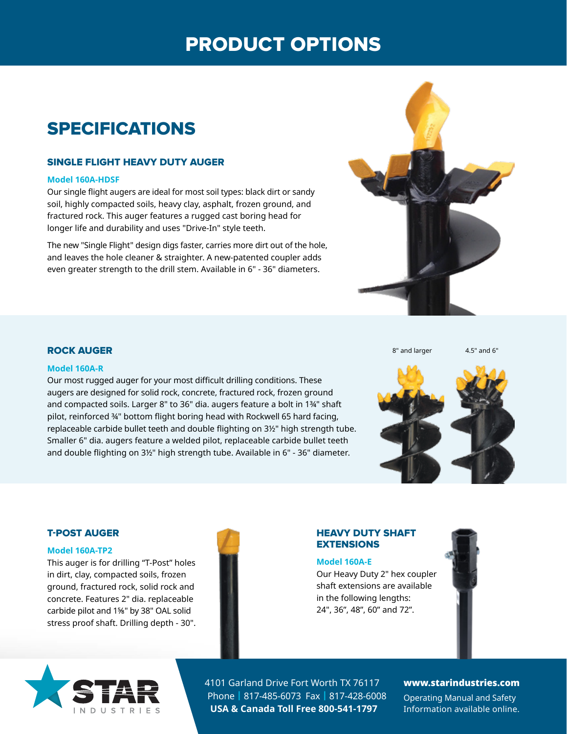# PRODUCT OPTIONS

## SPECIFICATIONS

### SINGLE FLIGHT HEAVY DUTY AUGER

**Model 160A-HDSF**

Our single flight augers are ideal for most soil types: black dirt or sandy soil, highly compacted soils, heavy clay, asphalt, frozen ground, and fractured rock. This auger features a rugged cast boring head for longer life and durability and uses "Drive-In" style teeth.

The new "Single Flight" design digs faster, carries more dirt out of the hole, and leaves the hole cleaner & straighter. A new-patented coupler adds even greater strength to the drill stem. Available in 6" - 36" diameters.

### ROCK AUGER

**Model 160A-R**

Our most rugged auger for your most difficult drilling conditions. These augers are designed for solid rock, concrete, fractured rock, frozen ground and compacted soils. Larger 8" to 36" dia. augers feature a bolt in 1¾" shaft pilot, reinforced ¾" bottom flight boring head with Rockwell 65 hard facing, replaceable carbide bullet teeth and double flighting on 3½" high strength tube. Smaller 6" dia. augers feature a welded pilot, replaceable carbide bullet teeth and double flighting on 3½" high strength tube. Available in 6" - 36" diameter.

8" and larger

4.5" and 6"

### T-POST AUGER

**Model 160A-TP2**

This auger is for drilling "T-Post" holes in dirt, clay, compacted soils, frozen ground, fractured rock, solid rock and concrete. Features 2" dia. replaceable carbide pilot and 1⅝" by 38" OAL solid stress proof shaft. Drilling depth - 30".

### HEAVY DUTY SHAFT EXTENSIONS

**Model 160A-E**

Our Heavy Duty 2" hex coupler shaft extensions are available in the following lengths: 24", 36", 48", 60" and 72".

STAR INDUSTRIES

4101 Garland Drive Fort Worth TX 76117
Phone | 817-485-6073 Fax | 817-428-6008
**USA & Canada Toll Free 800-541-1797**

**www.starindustries.com**
Operating Manual and Safety Information available online.